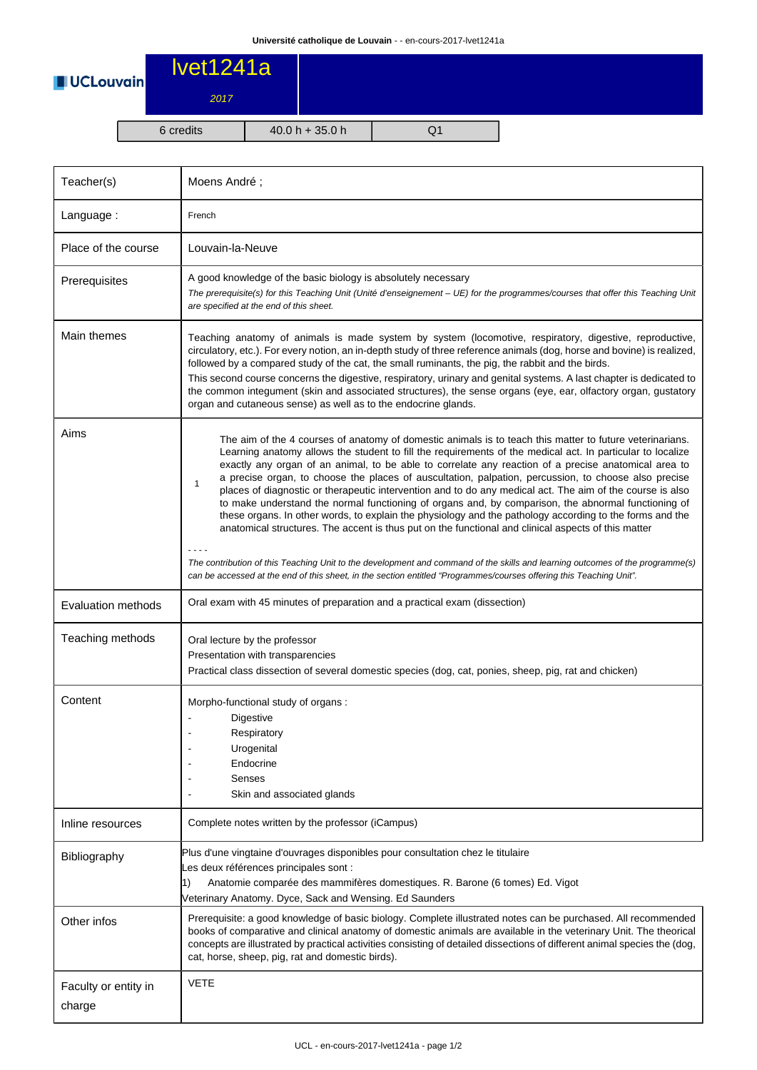# lvet1241a

*2017*

| 6 credits | 40.0 h + 35.0 h | Q1 |
|---|---|---|

| | |
|---|---|
| Teacher(s) | Moens André ; |
| Language : | French |
| Place of the course | Louvain-la-Neuve |
| Prerequisites | A good knowledge of the basic biology is absolutely necessary<br>*The prerequisite(s) for this Teaching Unit (Unité d'enseignement – UE) for the programmes/courses that offer this Teaching Unit are specified at the end of this sheet.* |
| Main themes | Teaching anatomy of animals is made system by system (locomotive, respiratory, digestive, reproductive, circulatory, etc.). For every notion, an in-depth study of three reference animals (dog, horse and bovine) is realized, followed by a compared study of the cat, the small ruminants, the pig, the rabbit and the birds.<br>This second course concerns the digestive, respiratory, urinary and genital systems. A last chapter is dedicated to the common integument (skin and associated structures), the sense organs (eye, ear, olfactory organ, gustatory organ and cutaneous sense) as well as to the endocrine glands. |
| Aims | 1 — The aim of the 4 courses of anatomy of domestic animals is to teach this matter to future veterinarians. Learning anatomy allows the student to fill the requirements of the medical act. In particular to localize exactly any organ of an animal, to be able to correlate any reaction of a precise anatomical area to a precise organ, to choose the places of auscultation, palpation, percussion, to choose also precise places of diagnostic or therapeutic intervention and to do any medical act. The aim of the course is also to make understand the normal functioning of organs and, by comparison, the abnormal functioning of these organs. In other words, to explain the physiology and the pathology according to the forms and the anatomical structures. The accent is thus put on the functional and clinical aspects of this matter<br>- - - -<br>*The contribution of this Teaching Unit to the development and command of the skills and learning outcomes of the programme(s) can be accessed at the end of this sheet, in the section entitled "Programmes/courses offering this Teaching Unit".* |
| Evaluation methods | Oral exam with 45 minutes of preparation and a practical exam (dissection) |
| Teaching methods | Oral lecture by the professor<br>Presentation with transparencies<br>Practical class dissection of several domestic species (dog, cat, ponies, sheep, pig, rat and chicken) |
| Content | Morpho-functional study of organs :<br>- Digestive<br>- Respiratory<br>- Urogenital<br>- Endocrine<br>- Senses<br>- Skin and associated glands |
| Inline resources | Complete notes written by the professor (iCampus) |
| Bibliography | Plus d'une vingtaine d'ouvrages disponibles pour consultation chez le titulaire<br>Les deux références principales sont :<br>1) Anatomie comparée des mammifères domestiques. R. Barone (6 tomes) Ed. Vigot<br>Veterinary Anatomy. Dyce, Sack and Wensing. Ed Saunders |
| Other infos | Prerequisite: a good knowledge of basic biology. Complete illustrated notes can be purchased. All recommended books of comparative and clinical anatomy of domestic animals are available in the veterinary Unit. The theorical concepts are illustrated by practical activities consisting of detailed dissections of different animal species (the dog, cat, horse, sheep, pig, rat and domestic birds). |
| Faculty or entity in charge | VETE |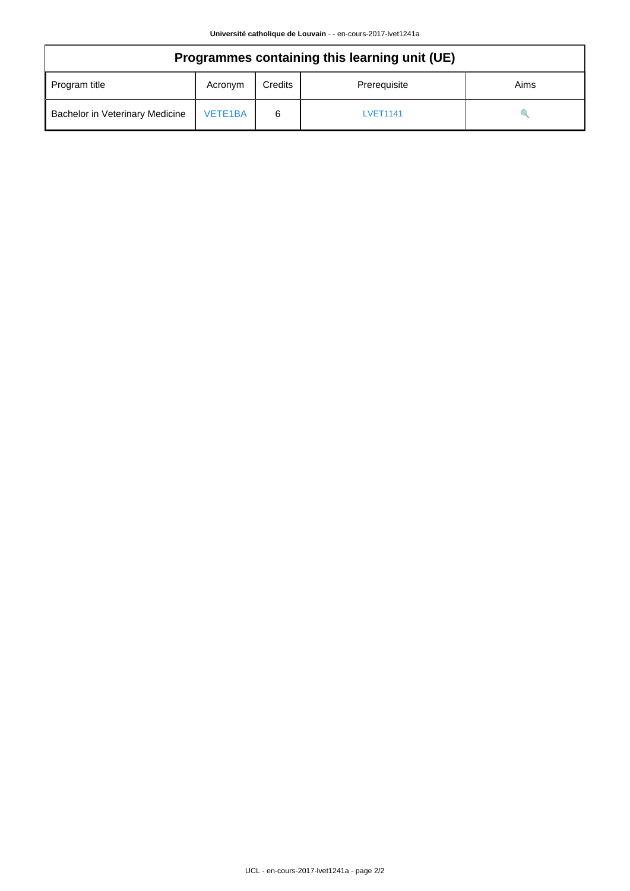| Programmes containing this learning unit (UE) | | | | |
|---|---|---|---|---|
| Program title | Acronym | Credits | Prerequisite | Aims |
| Bachelor in Veterinary Medicine | VETE1BA | 6 | LVET1141 | |